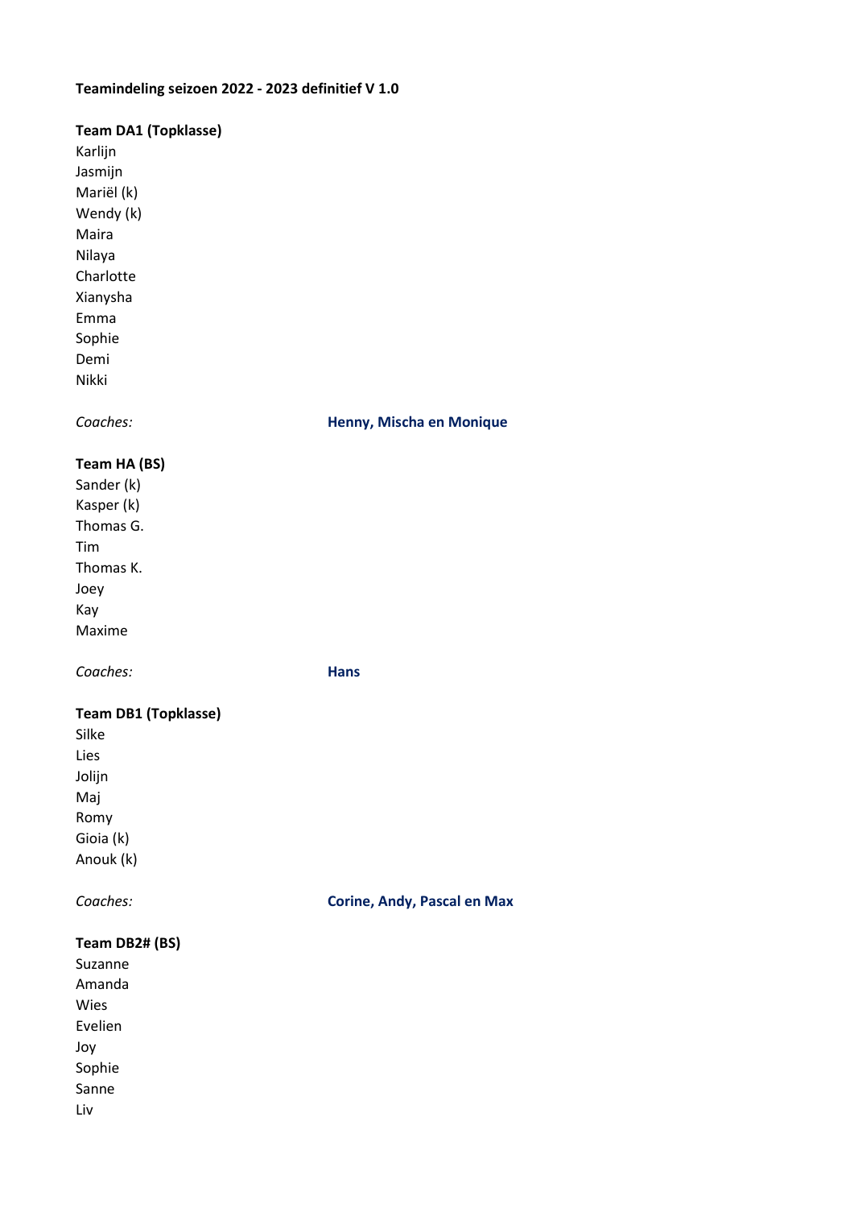**Teamindeling seizoen 2022 - 2023 definitief V 1.0**

**Team DA1 (Topklasse)**

Karlijn
Jasmijn
Mariël (k)
Wendy (k)
Maira
Nilaya
Charlotte
Xianysha
Emma
Sophie
Demi
Nikki

*Coaches:* **Henny, Mischa en Monique**

**Team HA (BS)**

Sander (k)
Kasper (k)
Thomas G.
Tim
Thomas K.
Joey
Kay
Maxime

*Coaches:* **Hans**

**Team DB1 (Topklasse)**

Silke
Lies
Jolijn
Maj
Romy
Gioia (k)
Anouk (k)

*Coaches:* **Corine, Andy, Pascal en Max**

**Team DB2# (BS)**

Suzanne
Amanda
Wies
Evelien
Joy
Sophie
Sanne
Liv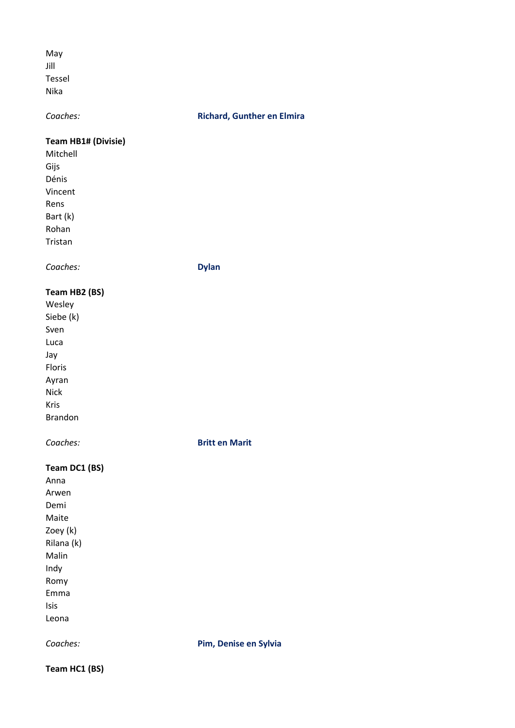May
Jill
Tessel
Nika

*Coaches:* **Richard, Gunther en Elmira**

**Team HB1# (Divisie)**
Mitchell
Gijs
Dénis
Vincent
Rens
Bart (k)
Rohan
Tristan

*Coaches:* **Dylan**

**Team HB2 (BS)**
Wesley
Siebe (k)
Sven
Luca
Jay
Floris
Ayran
Nick
Kris
Brandon

*Coaches:* **Britt en Marit**

**Team DC1 (BS)**
Anna
Arwen
Demi
Maite
Zoey (k)
Rilana (k)
Malin
Indy
Romy
Emma
Isis
Leona

*Coaches:* **Pim, Denise en Sylvia**

**Team HC1 (BS)**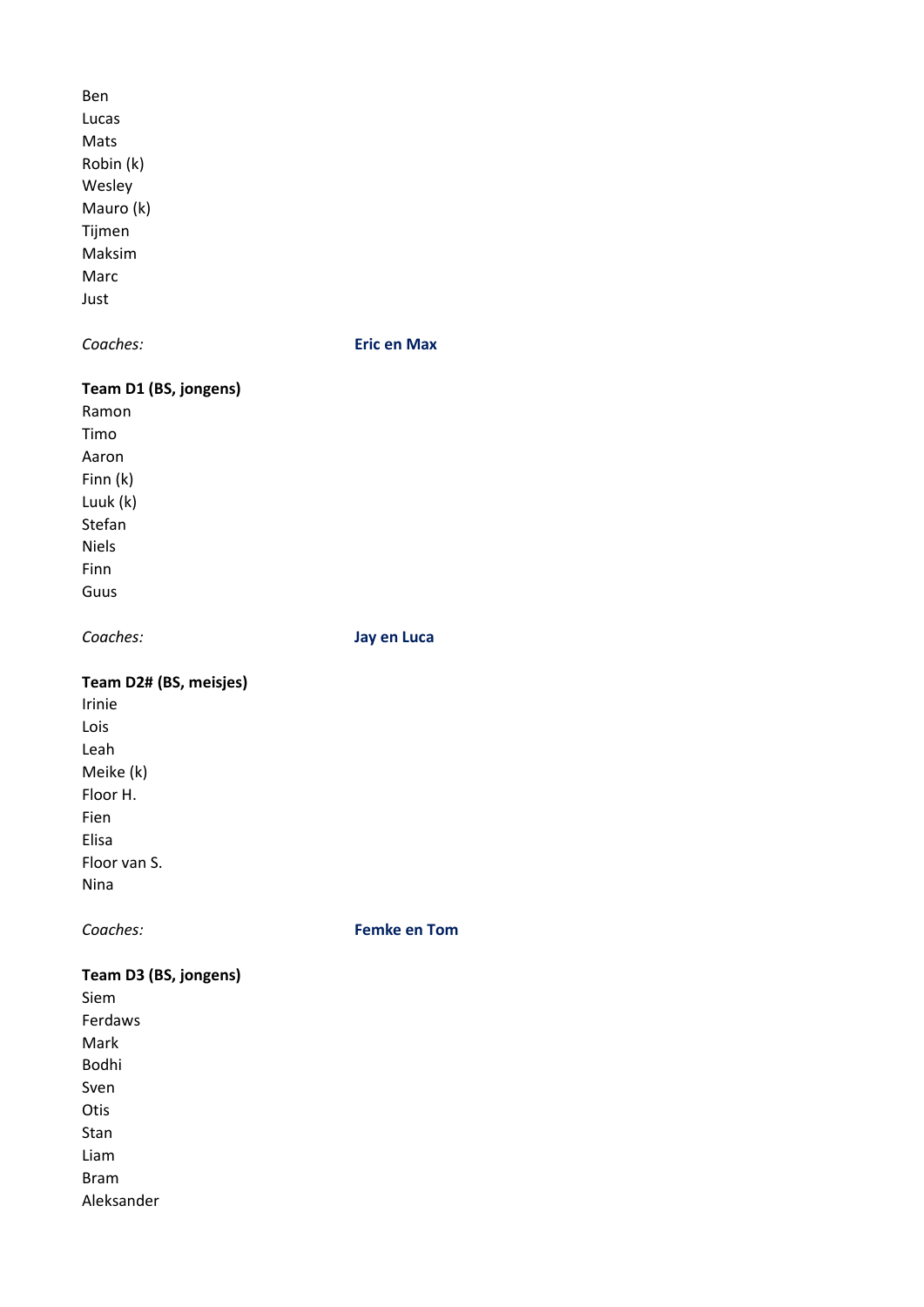Ben
Lucas
Mats
Robin (k)
Wesley
Mauro (k)
Tijmen
Maksim
Marc
Just

*Coaches:* **Eric en Max**

**Team D1 (BS, jongens)**
Ramon
Timo
Aaron
Finn (k)
Luuk (k)
Stefan
Niels
Finn
Guus

*Coaches:* **Jay en Luca**

**Team D2# (BS, meisjes)**
Irinie
Lois
Leah
Meike (k)
Floor H.
Fien
Elisa
Floor van S.
Nina

*Coaches:* **Femke en Tom**

**Team D3 (BS, jongens)**
Siem
Ferdaws
Mark
Bodhi
Sven
Otis
Stan
Liam
Bram
Aleksander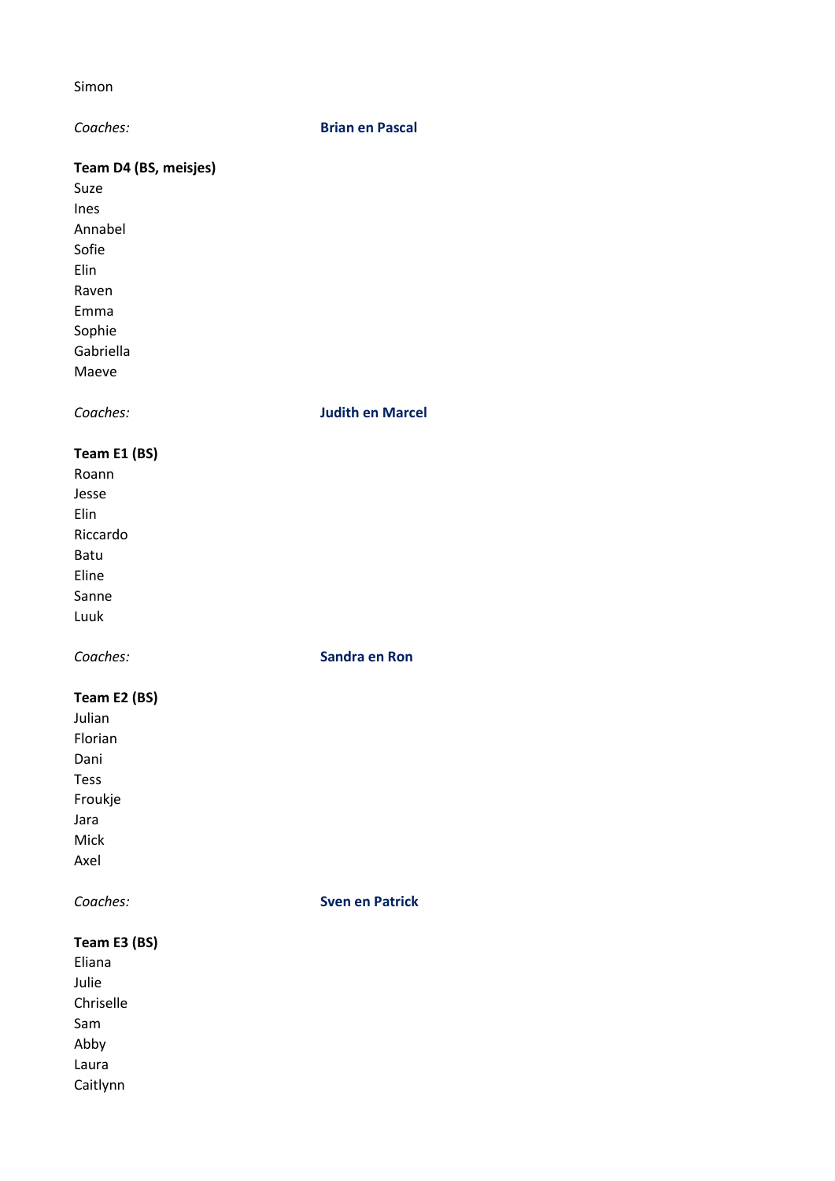Simon

*Coaches:* **Brian en Pascal**

**Team D4 (BS, meisjes)**

Suze
Ines
Annabel
Sofie
Elin
Raven
Emma
Sophie
Gabriella
Maeve

*Coaches:* **Judith en Marcel**

**Team E1 (BS)**

Roann
Jesse
Elin
Riccardo
Batu
Eline
Sanne
Luuk

*Coaches:* **Sandra en Ron**

**Team E2 (BS)**

Julian
Florian
Dani
Tess
Froukje
Jara
Mick
Axel

*Coaches:* **Sven en Patrick**

**Team E3 (BS)**

Eliana
Julie
Chriselle
Sam
Abby
Laura
Caitlynn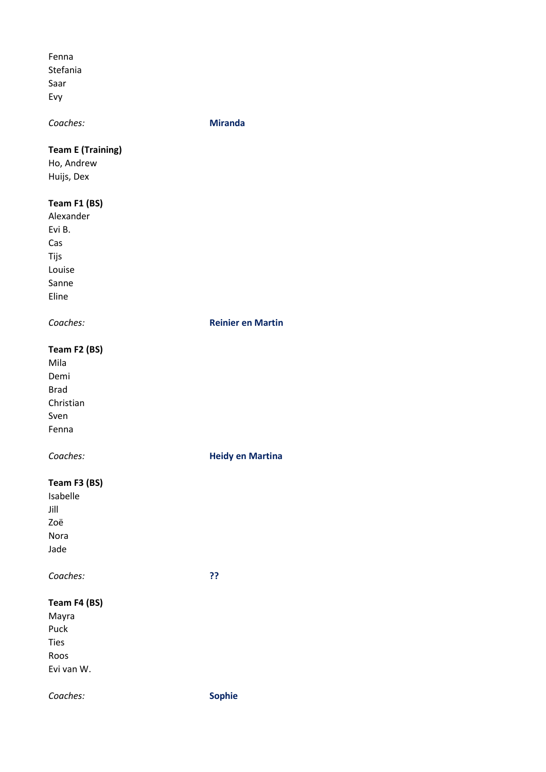Fenna
Stefania
Saar
Evy

*Coaches:* **Miranda**

**Team E (Training)**
Ho, Andrew
Huijs, Dex

**Team F1 (BS)**
Alexander
Evi B.
Cas
Tijs
Louise
Sanne
Eline

*Coaches:* **Reinier en Martin**

**Team F2 (BS)**
Mila
Demi
Brad
Christian
Sven
Fenna

*Coaches:* **Heidy en Martina**

**Team F3 (BS)**
Isabelle
Jill
Zoë
Nora
Jade

*Coaches:* **??**

**Team F4 (BS)**
Mayra
Puck
Ties
Roos
Evi van W.

*Coaches:* **Sophie**